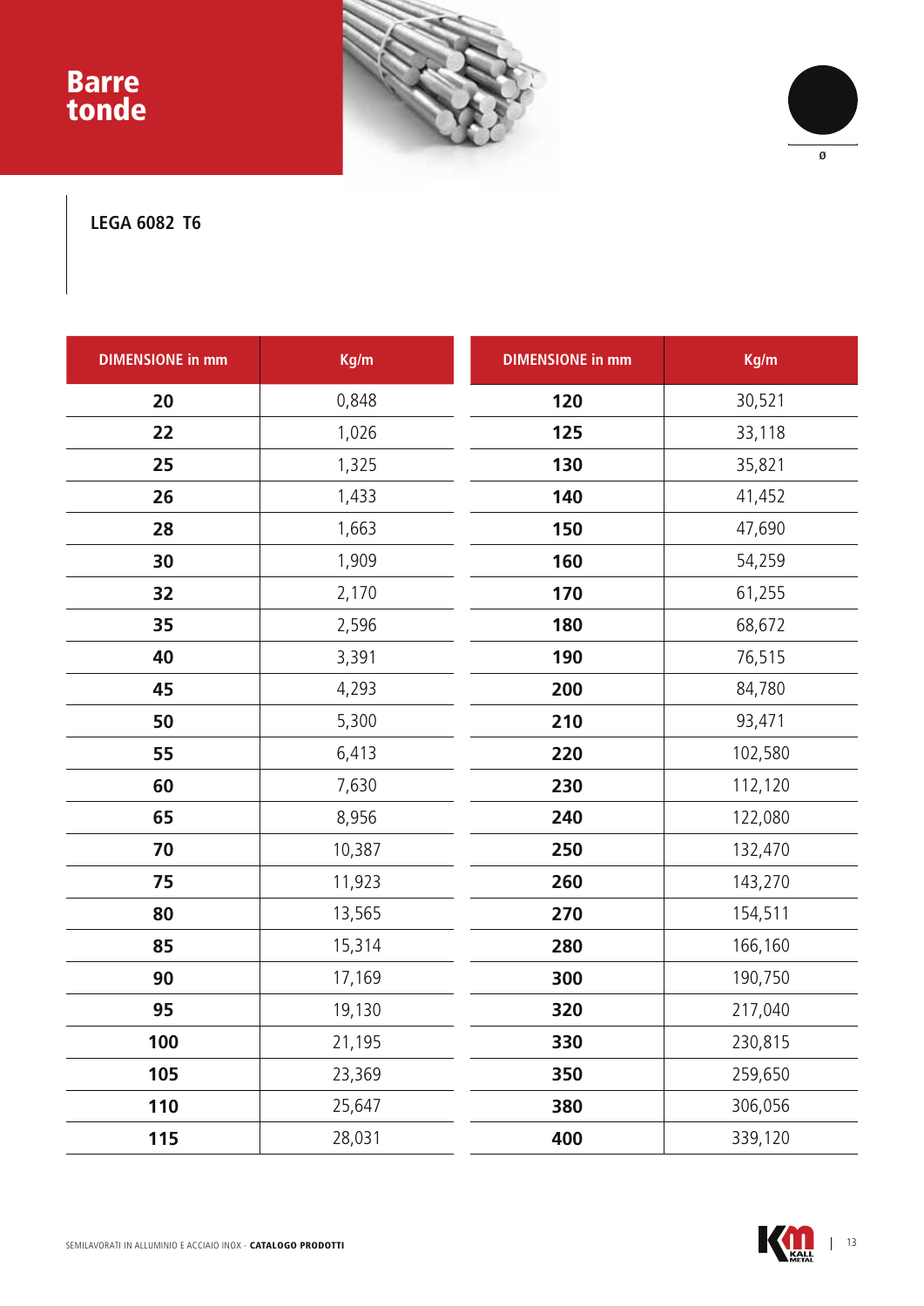# Barre tonde

ø

**LEGA 6082 T6**

| DIMENSIONE in mm | Kg/m | DIMENSIONE in mm | Kg/m |
|---|---|---|---|
| **20** | 0,848 | **120** | 30,521 |
| **22** | 1,026 | **125** | 33,118 |
| **25** | 1,325 | **130** | 35,821 |
| **26** | 1,433 | **140** | 41,452 |
| **28** | 1,663 | **150** | 47,690 |
| **30** | 1,909 | **160** | 54,259 |
| **32** | 2,170 | **170** | 61,255 |
| **35** | 2,596 | **180** | 68,672 |
| **40** | 3,391 | **190** | 76,515 |
| **45** | 4,293 | **200** | 84,780 |
| **50** | 5,300 | **210** | 93,471 |
| **55** | 6,413 | **220** | 102,580 |
| **60** | 7,630 | **230** | 112,120 |
| **65** | 8,956 | **240** | 122,080 |
| **70** | 10,387 | **250** | 132,470 |
| **75** | 11,923 | **260** | 143,270 |
| **80** | 13,565 | **270** | 154,511 |
| **85** | 15,314 | **280** | 166,160 |
| **90** | 17,169 | **300** | 190,750 |
| **95** | 19,130 | **320** | 217,040 |
| **100** | 21,195 | **330** | 230,815 |
| **105** | 23,369 | **350** | 259,650 |
| **110** | 25,647 | **380** | 306,056 |
| **115** | 28,031 | **400** | 339,120 |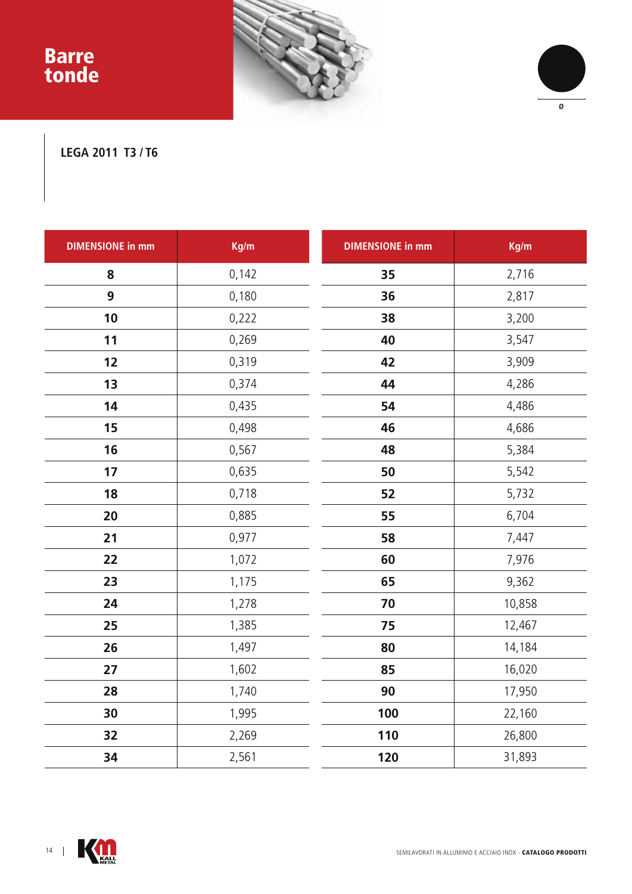# Barre tonde

ø

**LEGA 2011 T3 / T6**

| DIMENSIONE in mm | Kg/m | DIMENSIONE in mm | Kg/m |
|---|---|---|---|
| **8** | 0,142 | **35** | 2,716 |
| **9** | 0,180 | **36** | 2,817 |
| **10** | 0,222 | **38** | 3,200 |
| **11** | 0,269 | **40** | 3,547 |
| **12** | 0,319 | **42** | 3,909 |
| **13** | 0,374 | **44** | 4,286 |
| **14** | 0,435 | **54** | 4,486 |
| **15** | 0,498 | **46** | 4,686 |
| **16** | 0,567 | **48** | 5,384 |
| **17** | 0,635 | **50** | 5,542 |
| **18** | 0,718 | **52** | 5,732 |
| **20** | 0,885 | **55** | 6,704 |
| **21** | 0,977 | **58** | 7,447 |
| **22** | 1,072 | **60** | 7,976 |
| **23** | 1,175 | **65** | 9,362 |
| **24** | 1,278 | **70** | 10,858 |
| **25** | 1,385 | **75** | 12,467 |
| **26** | 1,497 | **80** | 14,184 |
| **27** | 1,602 | **85** | 16,020 |
| **28** | 1,740 | **90** | 17,950 |
| **30** | 1,995 | **100** | 22,160 |
| **32** | 2,269 | **110** | 26,800 |
| **34** | 2,561 | **120** | 31,893 |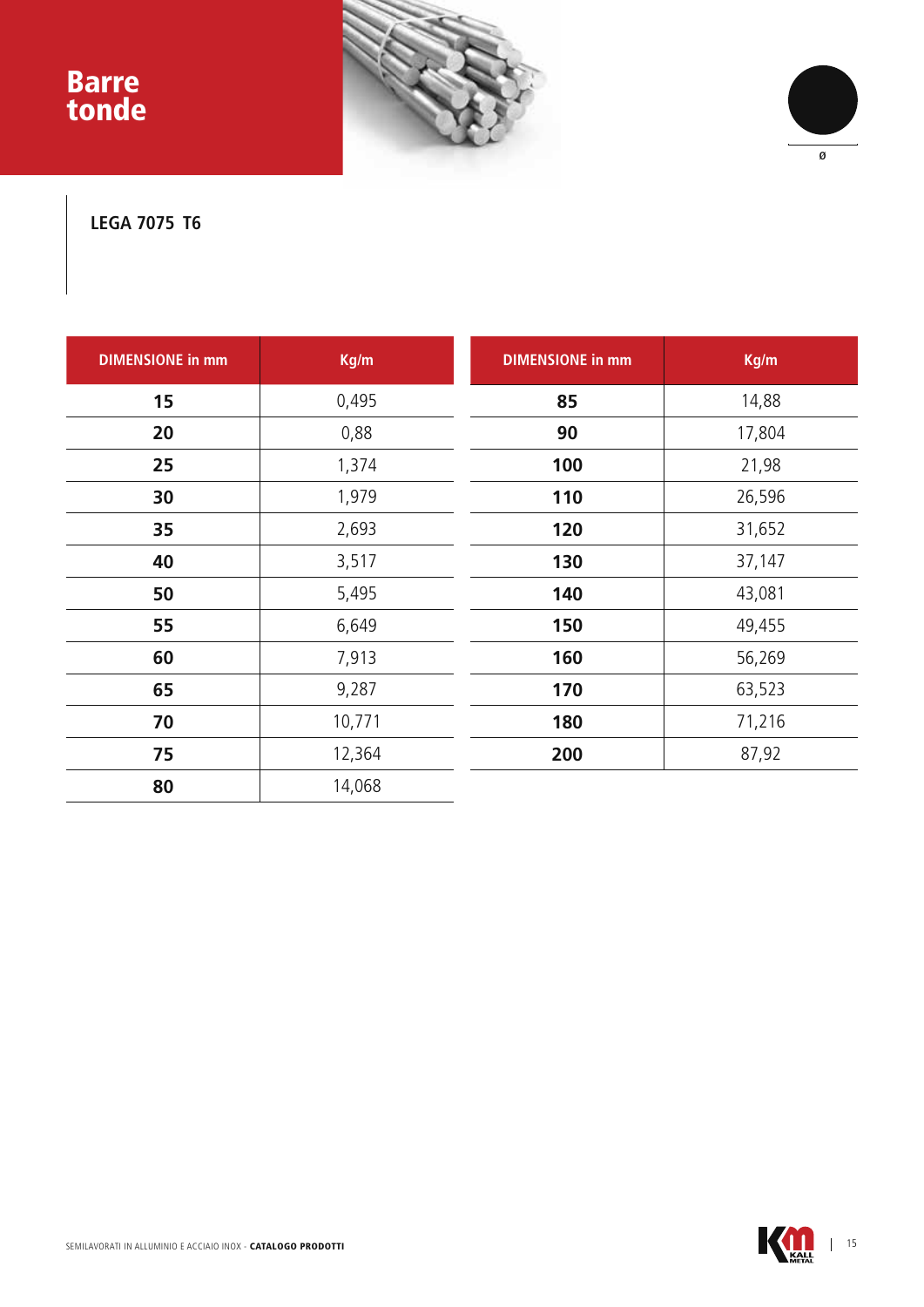# Barre tonde

ø

**LEGA 7075 T6**

| DIMENSIONE in mm | Kg/m | DIMENSIONE in mm | Kg/m |
|---|---|---|---|
| **15** | 0,495 | **85** | 14,88 |
| **20** | 0,88 | **90** | 17,804 |
| **25** | 1,374 | **100** | 21,98 |
| **30** | 1,979 | **110** | 26,596 |
| **35** | 2,693 | **120** | 31,652 |
| **40** | 3,517 | **130** | 37,147 |
| **50** | 5,495 | **140** | 43,081 |
| **55** | 6,649 | **150** | 49,455 |
| **60** | 7,913 | **160** | 56,269 |
| **65** | 9,287 | **170** | 63,523 |
| **70** | 10,771 | **180** | 71,216 |
| **75** | 12,364 | **200** | 87,92 |
| **80** | 14,068 | | |